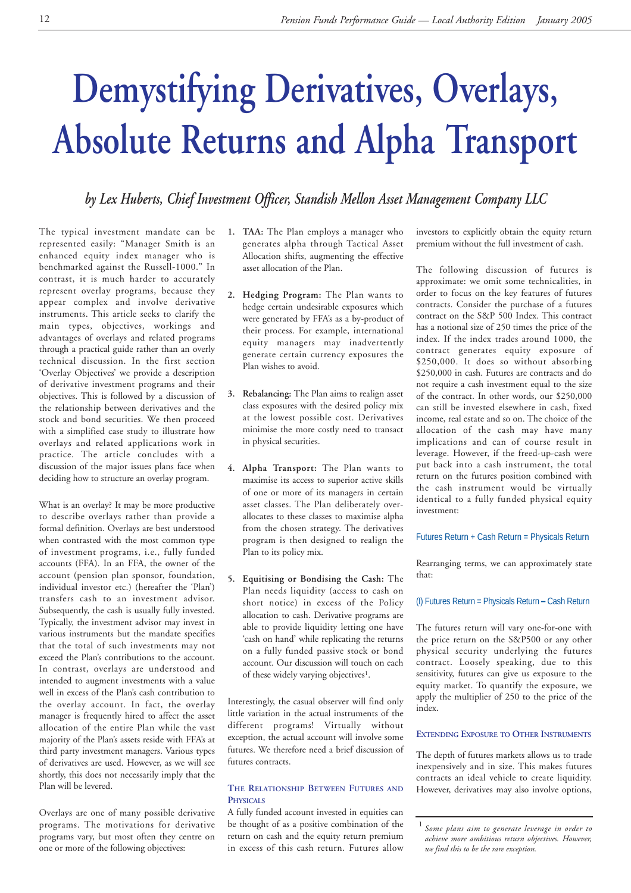# Demystifying Derivatives, Overlays, Absolute Returns and Alpha Transport

*by Lex Huberts, Chief Investment Officer, Standish Mellon Asset Management Company LLC*

The typical investment mandate can be represented easily: "Manager Smith is an enhanced equity index manager who is benchmarked against the Russell-1000." In contrast, it is much harder to accurately represent overlay programs, because they appear complex and involve derivative instruments. This article seeks to clarify the main types, objectives, workings and advantages of overlays and related programs through a practical guide rather than an overly technical discussion. In the first section 'Overlay Objectives' we provide a description of derivative investment programs and their objectives. This is followed by a discussion of the relationship between derivatives and the stock and bond securities. We then proceed with a simplified case study to illustrate how overlays and related applications work in practice. The article concludes with a discussion of the major issues plans face when deciding how to structure an overlay program.

What is an overlay? It may be more productive to describe overlays rather than provide a formal definition. Overlays are best understood when contrasted with the most common type of investment programs, i.e., fully funded accounts (FFA). In an FFA, the owner of the account (pension plan sponsor, foundation, individual investor etc.) (hereafter the 'Plan') transfers cash to an investment advisor. Subsequently, the cash is usually fully invested. Typically, the investment advisor may invest in various instruments but the mandate specifies that the total of such investments may not exceed the Plan's contributions to the account. In contrast, overlays are understood and intended to augment investments with a value well in excess of the Plan's cash contribution to the overlay account. In fact, the overlay manager is frequently hired to affect the asset allocation of the entire Plan while the vast majority of the Plan's assets reside with FFA's at third party investment managers. Various types of derivatives are used. However, as we will see shortly, this does not necessarily imply that the Plan will be levered.

Overlays are one of many possible derivative programs. The motivations for derivative programs vary, but most often they centre on one or more of the following objectives:

1. **TAA:** The Plan employs a manager who generates alpha through Tactical Asset Allocation shifts, augmenting the effective asset allocation of the Plan.

2. **Hedging Program:** The Plan wants to hedge certain undesirable exposures which were generated by FFA's as a by-product of their process. For example, international equity managers may inadvertently generate certain currency exposures the Plan wishes to avoid.

3. **Rebalancing:** The Plan aims to realign asset class exposures with the desired policy mix at the lowest possible cost. Derivatives minimise the more costly need to transact in physical securities.

4. **Alpha Transport:** The Plan wants to maximise its access to superior active skills of one or more of its managers in certain asset classes. The Plan deliberately over-allocates to these classes to maximise alpha from the chosen strategy. The derivatives program is then designed to realign the Plan to its policy mix.

5. **Equitising or Bondising the Cash:** The Plan needs liquidity (access to cash on short notice) in excess of the Policy allocation to cash. Derivative programs are able to provide liquidity letting one have 'cash on hand' while replicating the returns on a fully funded passive stock or bond account. Our discussion will touch on each of these widely varying objectives[1].

Interestingly, the casual observer will find only little variation in the actual instruments of the different programs! Virtually without exception, the actual account will involve some futures. We therefore need a brief discussion of futures contracts.

### The Relationship Between Futures and Physicals

A fully funded account invested in equities can be thought of as a positive combination of the return on cash and the equity return premium in excess of this cash return. Futures allow investors to explicitly obtain the equity return premium without the full investment of cash.

The following discussion of futures is approximate: we omit some technicalities, in order to focus on the key features of futures contracts. Consider the purchase of a futures contract on the S&P 500 Index. This contract has a notional size of 250 times the price of the index. If the index trades around 1000, the contract generates equity exposure of \$250,000. It does so without absorbing \$250,000 in cash. Futures are contracts and do not require a cash investment equal to the size of the contract. In other words, our \$250,000 can still be invested elsewhere in cash, fixed income, real estate and so on. The choice of the allocation of the cash may have many implications and can of course result in leverage. However, if the freed-up-cash were put back into a cash instrument, the total return on the futures position combined with the cash instrument would be virtually identical to a fully funded physical equity investment:

Futures Return + Cash Return = Physicals Return

Rearranging terms, we can approximately state that:

(I) Futures Return = Physicals Return – Cash Return

The futures return will vary one-for-one with the price return on the S&P500 or any other physical security underlying the futures contract. Loosely speaking, due to this sensitivity, futures can give us exposure to the equity market. To quantify the exposure, we apply the multiplier of 250 to the price of the index.

### Extending Exposure to Other Instruments

The depth of futures markets allows us to trade inexpensively and in size. This makes futures contracts an ideal vehicle to create liquidity. However, derivatives may also involve options,

---

[1] *Some plans aim to generate leverage in order to achieve more ambitious return objectives. However, we find this to be the rare exception.*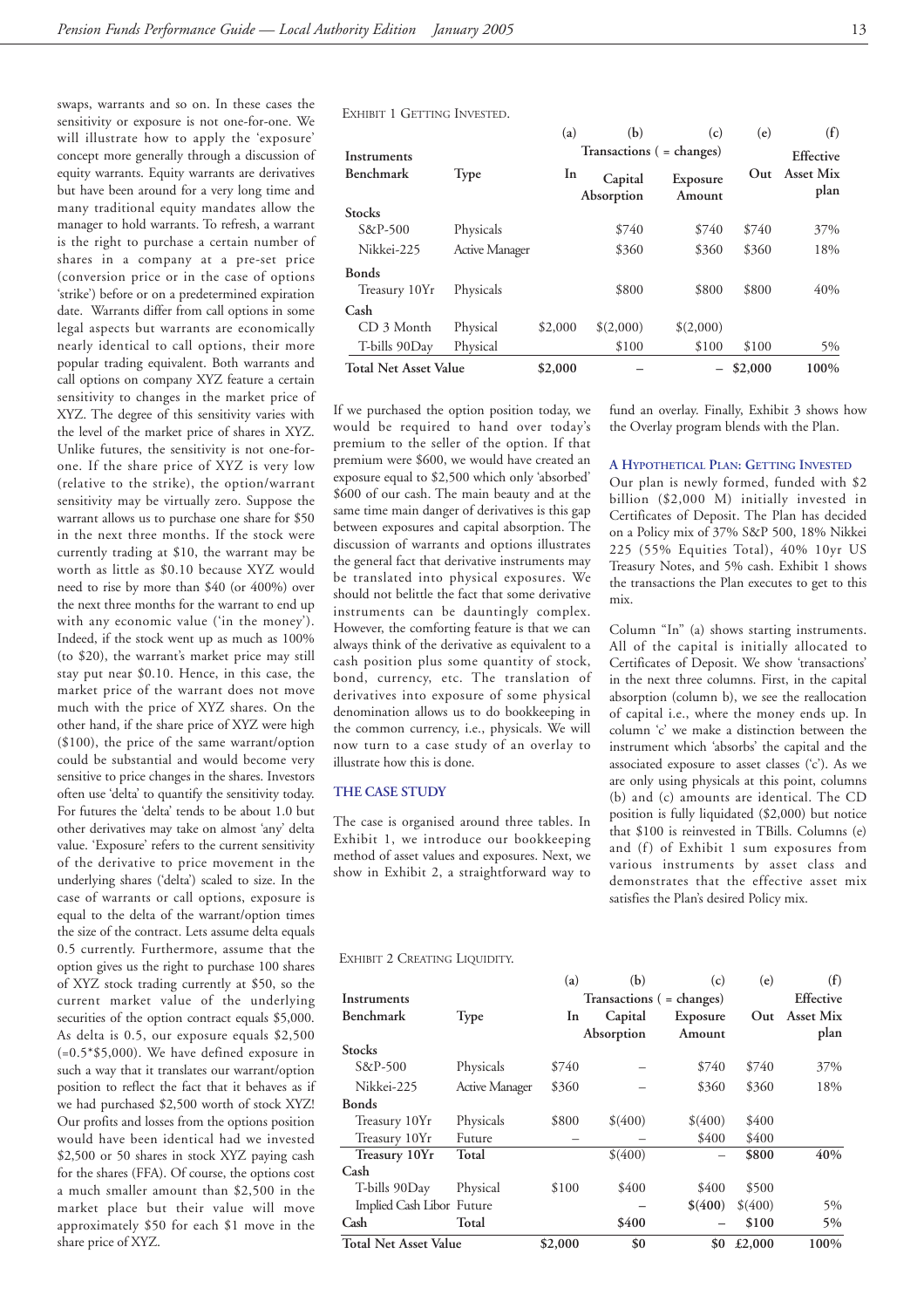swaps, warrants and so on. In these cases the sensitivity or exposure is not one-for-one. We will illustrate how to apply the 'exposure' concept more generally through a discussion of equity warrants. Equity warrants are derivatives but have been around for a very long time and many traditional equity mandates allow the manager to hold warrants. To refresh, a warrant is the right to purchase a certain number of shares in a company at a pre-set price (conversion price or in the case of options 'strike') before or on a predetermined expiration date. Warrants differ from call options in some legal aspects but warrants are economically nearly identical to call options, their more popular trading equivalent. Both warrants and call options on company XYZ feature a certain sensitivity to changes in the market price of XYZ. The degree of this sensitivity varies with the level of the market price of shares in XYZ. Unlike futures, the sensitivity is not one-for-one. If the share price of XYZ is very low (relative to the strike), the option/warrant sensitivity may be virtually zero. Suppose the warrant allows us to purchase one share for $50 in the next three months. If the stock were currently trading at $10, the warrant may be worth as little as $0.10 because XYZ would need to rise by more than $40 (or 400%) over the next three months for the warrant to end up with any economic value ('in the money'). Indeed, if the stock went up as much as 100% (to $20), the warrant's market price may still stay put near $0.10. Hence, in this case, the market price of the warrant does not move much with the price of XYZ shares. On the other hand, if the share price of XYZ were high ($100), the price of the same warrant/option could be substantial and would become very sensitive to price changes in the shares. Investors often use 'delta' to quantify the sensitivity today. For futures the 'delta' tends to be about 1.0 but other derivatives may take on almost 'any' delta value. 'Exposure' refers to the current sensitivity of the derivative to price movement in the underlying shares ('delta') scaled to size. In the case of warrants or call options, exposure is equal to the delta of the warrant/option times the size of the contract. Lets assume delta equals 0.5 currently. Furthermore, assume that the option gives us the right to purchase 100 shares of XYZ stock trading currently at $50, so the current market value of the underlying securities of the option contract equals $5,000. As delta is 0.5, our exposure equals $2,500 (=0.5*$5,000). We have defined exposure in such a way that it translates our warrant/option position to reflect the fact that it behaves as if we had purchased $2,500 worth of stock XYZ! Our profits and losses from the options position would have been identical had we invested $2,500 or 50 shares in stock XYZ paying cash for the shares (FFA). Of course, the options cost a much smaller amount than $2,500 in the market place but their value will move approximately $50 for each $1 move in the share price of XYZ.

If we purchased the option position today, we would be required to hand over today's premium to the seller of the option. If that premium were $600, we would have created an exposure equal to $2,500 which only 'absorbed' $600 of our cash. The main beauty and at the same time main danger of derivatives is this gap between exposures and capital absorption. The discussion of warrants and options illustrates the general fact that derivative instruments may be translated into physical exposures. We should not belittle the fact that some derivative instruments can be dauntingly complex. However, the comforting feature is that we can always think of the derivative as equivalent to a cash position plus some quantity of stock, bond, currency, etc. The translation of derivatives into exposure of some physical denomination allows us to do bookkeeping in the common currency, i.e., physicals. We will now turn to a case study of an overlay to illustrate how this is done.

## THE CASE STUDY

The case is organised around three tables. In Exhibit 1, we introduce our bookkeeping method of asset values and exposures. Next, we show in Exhibit 2, a straightforward way to fund an overlay. Finally, Exhibit 3 shows how the Overlay program blends with the Plan.

### A Hypothetical Plan: Getting Invested

Our plan is newly formed, funded with $2 billion ($2,000 M) initially invested in Certificates of Deposit. The Plan has decided on a Policy mix of 37% S&P 500, 18% Nikkei 225 (55% Equities Total), 40% 10yr US Treasury Notes, and 5% cash. Exhibit 1 shows the transactions the Plan executes to get to this mix.

Column "In" (a) shows starting instruments. All of the capital is initially allocated to Certificates of Deposit. We show 'transactions' in the next three columns. First, in the capital absorption (column b), we see the reallocation of capital i.e., where the money ends up. In column 'c' we make a distinction between the instrument which 'absorbs' the capital and the associated exposure to asset classes ('c'). As we are only using physicals at this point, columns (b) and (c) amounts are identical. The CD position is fully liquidated ($2,000) but notice that $100 is reinvested in TBills. Columns (e) and (f) of Exhibit 1 sum exposures from various instruments by asset class and demonstrates that the effective asset mix satisfies the Plan's desired Policy mix.

Exhibit 1 Getting Invested.

| Instruments | | (a) | (b) | (c) | (e) | (f) |
|---|---|---|---|---|---|---|
| | | Transactions ( = changes) | | | | Effective |
| Benchmark | Type | In | Capital Absorption | Exposure Amount | Out | Asset Mix plan |
| **Stocks** | | | | | | |
| S&P-500 | Physicals | | $740 | $740 | $740 | 37% |
| Nikkei-225 | Active Manager | | $360 | $360 | $360 | 18% |
| **Bonds** | | | | | | |
| Treasury 10Yr | Physicals | | $800 | $800 | $800 | 40% |
| **Cash** | | | | | | |
| CD 3 Month | Physical | $2,000 | $(2,000) | $(2,000) | | |
| T-bills 90Day | Physical | | $100 | $100 | $100 | 5% |
| **Total Net Asset Value** | | $2,000 | – | – | $2,000 | 100% |

Exhibit 2 Creating Liquidity.

| Instruments | | (a) | (b) | (c) | (e) | (f) |
|---|---|---|---|---|---|---|
| | | Transactions ( = changes) | | | | Effective |
| Benchmark | Type | In | Capital Absorption | Exposure Amount | Out | Asset Mix plan |
| **Stocks** | | | | | | |
| S&P-500 | Physicals | $740 | – | $740 | $740 | 37% |
| Nikkei-225 | Active Manager | $360 | – | $360 | $360 | 18% |
| **Bonds** | | | | | | |
| Treasury 10Yr | Physicals | $800 | $(400) | $(400) | $400 | |
| Treasury 10Yr | Future | – | – | $400 | $400 | |
| **Treasury 10Yr** | **Total** | | $(400) | – | **$800** | **40%** |
| **Cash** | | | | | | |
| T-bills 90Day | Physical | $100 | $400 | $400 | $500 | |
| Implied Cash Libor | Future | | – | $(400) | $(400) | 5% |
| **Cash** | **Total** | | $400 | – | $100 | 5% |
| **Total Net Asset Value** | | $2,000 | $0 | $0 | £2,000 | 100% |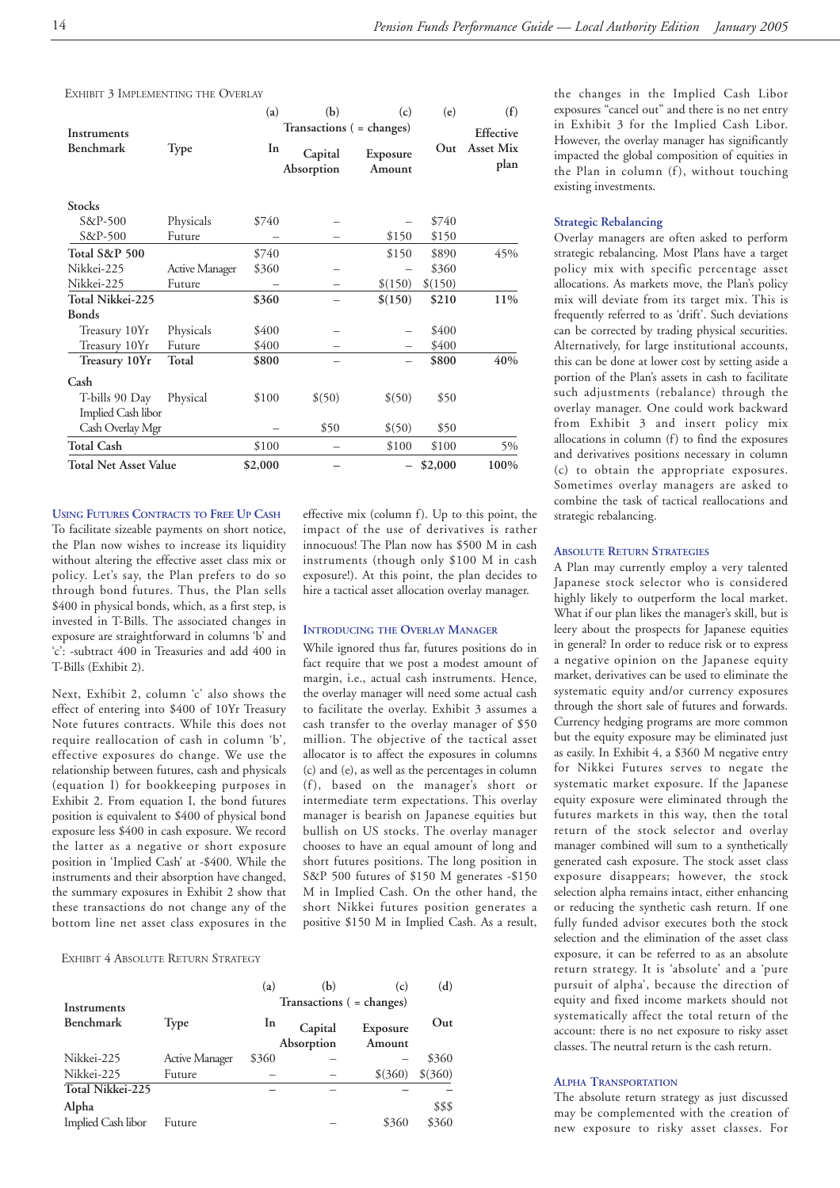Exhibit 3 Implementing the Overlay

| Instruments Benchmark | Type | (a) In | (b) Transactions ( = changes) Capital Absorption | (c) Exposure Amount | (e) Out | (f) Effective Asset Mix plan |
|---|---|---|---|---|---|---|
| **Stocks** | | | | | | |
| S&P-500 | Physicals | $740 | – | – | $740 | |
| S&P-500 | Future | – | – | $150 | $150 | |
| **Total S&P 500** | | $740 | | $150 | $890 | 45% |
| Nikkei-225 | Active Manager | $360 | – | – | $360 | |
| Nikkei-225 | Future | – | – | $(150) | $(150) | |
| **Total Nikkei-225** | | **$360** | – | **$(150)** | **$210** | **11%** |
| **Bonds** | | | | | | |
| Treasury 10Yr | Physicals | $400 | – | – | $400 | |
| Treasury 10Yr | Future | $400 | – | – | $400 | |
| **Treasury 10Yr** | **Total** | **$800** | – | – | **$800** | **40%** |
| **Cash** | | | | | | |
| T-bills 90 Day | Physical | $100 | $(50) | $(50) | $50 | |
| Implied Cash libor | | | | | | |
| Cash Overlay Mgr | | – | $50 | $(50) | $50 | |
| **Total Cash** | | $100 | – | $100 | $100 | 5% |
| **Total Net Asset Value** | | **$2,000** | – | – | **$2,000** | **100%** |

### Using Futures Contracts to Free Up Cash

To facilitate sizeable payments on short notice, the Plan now wishes to increase its liquidity without altering the effective asset class mix or policy. Let's say, the Plan prefers to do so through bond futures. Thus, the Plan sells $400 in physical bonds, which, as a first step, is invested in T-Bills. The associated changes in exposure are straightforward in columns 'b' and 'c': -subtract 400 in Treasuries and add 400 in T-Bills (Exhibit 2).

Next, Exhibit 2, column 'c' also shows the effect of entering into $400 of 10Yr Treasury Note futures contracts. While this does not require reallocation of cash in column 'b', effective exposures do change. We use the relationship between futures, cash and physicals (equation I) for bookkeeping purposes in Exhibit 2. From equation I, the bond futures position is equivalent to $400 of physical bond exposure less $400 in cash exposure. We record the latter as a negative or short exposure position in 'Implied Cash' at -$400. While the instruments and their absorption have changed, the summary exposures in Exhibit 2 show that these transactions do not change any of the bottom line net asset class exposures in the effective mix (column f). Up to this point, the impact of the use of derivatives is rather innocuous! The Plan now has $500 M in cash instruments (though only $100 M in cash exposure!). At this point, the plan decides to hire a tactical asset allocation overlay manager.

### Introducing the Overlay Manager

While ignored thus far, futures positions do in fact require that we post a modest amount of margin, i.e., actual cash instruments. Hence, the overlay manager will need some actual cash to facilitate the overlay. Exhibit 3 assumes a cash transfer to the overlay manager of $50 million. The objective of the tactical asset allocator is to affect the exposures in columns (c) and (e), as well as the percentages in column (f), based on the manager's short or intermediate term expectations. This overlay manager is bearish on Japanese equities but bullish on US stocks. The overlay manager chooses to have an equal amount of long and short futures positions. The long position in S&P 500 futures of $150 M generates -$150 M in Implied Cash. On the other hand, the short Nikkei futures position generates a positive $150 M in Implied Cash. As a result, the changes in the Implied Cash Libor exposures "cancel out" and there is no net entry in Exhibit 3 for the Implied Cash Libor. However, the overlay manager has significantly impacted the global composition of equities in the Plan in column (f), without touching existing investments.

Exhibit 4 Absolute Return Strategy

| Instruments Benchmark | Type | (a) In | (b) Transactions ( = changes) Capital Absorption | (c) Exposure Amount | (d) Out |
|---|---|---|---|---|---|
| Nikkei-225 | Active Manager | $360 | – | – | $360 |
| Nikkei-225 | Future | – | – | $(360) | $(360) |
| **Total Nikkei-225** | | – | – | – | – |
| **Alpha** | | | | | $$$ |
| Implied Cash libor | Future | | – | $360 | $360 |

### Strategic Rebalancing

Overlay managers are often asked to perform strategic rebalancing. Most Plans have a target policy mix with specific percentage asset allocations. As markets move, the Plan's policy mix will deviate from its target mix. This is frequently referred to as 'drift'. Such deviations can be corrected by trading physical securities. Alternatively, for large institutional accounts, this can be done at lower cost by setting aside a portion of the Plan's assets in cash to facilitate such adjustments (rebalance) through the overlay manager. One could work backward from Exhibit 3 and insert policy mix allocations in column (f) to find the exposures and derivatives positions necessary in column (c) to obtain the appropriate exposures. Sometimes overlay managers are asked to combine the task of tactical reallocations and strategic rebalancing.

### Absolute Return Strategies

A Plan may currently employ a very talented Japanese stock selector who is considered highly likely to outperform the local market. What if our plan likes the manager's skill, but is leery about the prospects for Japanese equities in general? In order to reduce risk or to express a negative opinion on the Japanese equity market, derivatives can be used to eliminate the systematic equity and/or currency exposures through the short sale of futures and forwards. Currency hedging programs are more common but the equity exposure may be eliminated just as easily. In Exhibit 4, a $360 M negative entry for Nikkei Futures serves to negate the systematic market exposure. If the Japanese equity exposure were eliminated through the futures markets in this way, then the total return of the stock selector and overlay manager combined will sum to a synthetically generated cash exposure. The stock asset class exposure disappears; however, the stock selection alpha remains intact, either enhancing or reducing the synthetic cash return. If one fully funded advisor executes both the stock selection and the elimination of the asset class exposure, it can be referred to as an absolute return strategy. It is 'absolute' and a 'pure pursuit of alpha', because the direction of equity and fixed income markets should not systematically affect the total return of the account: there is no net exposure to risky asset classes. The neutral return is the cash return.

### Alpha Transportation

The absolute return strategy as just discussed may be complemented with the creation of new exposure to risky asset classes. For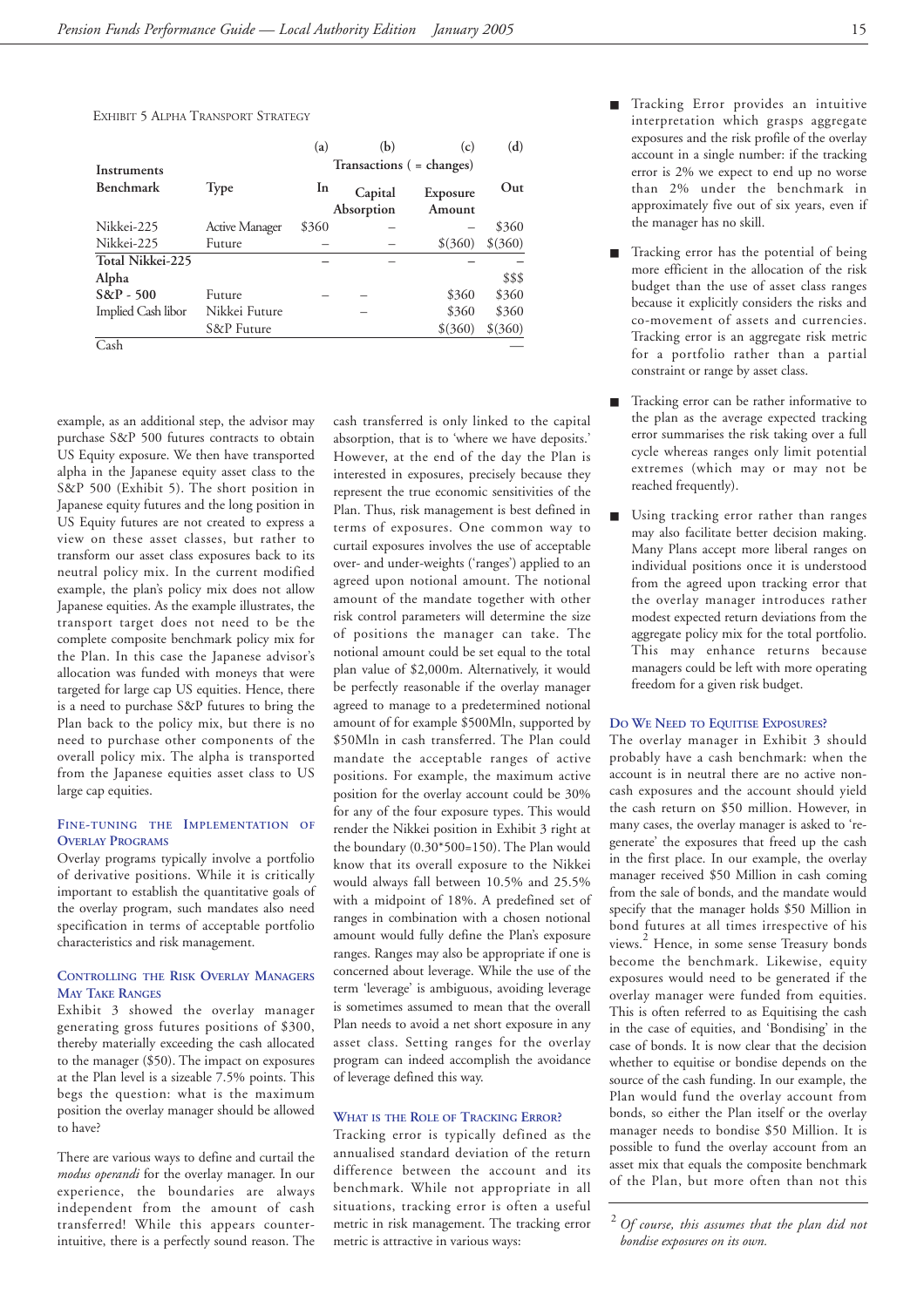EXHIBIT 5 ALPHA TRANSPORT STRATEGY

| Instruments | | (a) | (b) | (c) | (d) |
|---|---|---|---|---|---|
| | | Transactions ( = changes) | | | |
| Benchmark | Type | In | Capital Absorption | Exposure Amount | Out |
| Nikkei-225 | Active Manager | $360 | – | – | $360 |
| Nikkei-225 | Future | – | – | $(360) | $(360) |
| **Total Nikkei-225** | | – | – | – | – |
| **Alpha** | | | | | $$$ |
| **S&P - 500** | Future | – | – | $360 | $360 |
| Implied Cash libor | Nikkei Future | | – | $360 | $360 |
| | S&P Future | | | $(360) | $(360) |
| Cash | | | | | — |

example, as an additional step, the advisor may purchase S&P 500 futures contracts to obtain US Equity exposure. We then have transported alpha in the Japanese equity asset class to the S&P 500 (Exhibit 5). The short position in Japanese equity futures and the long position in US Equity futures are not created to express a view on these asset classes, but rather to transform our asset class exposures back to its neutral policy mix. In the current modified example, the plan's policy mix does not allow Japanese equities. As the example illustrates, the transport target does not need to be the complete composite benchmark policy mix for the Plan. In this case the Japanese advisor's allocation was funded with moneys that were targeted for large cap US equities. Hence, there is a need to purchase S&P futures to bring the Plan back to the policy mix, but there is no need to purchase other components of the overall policy mix. The alpha is transported from the Japanese equities asset class to US large cap equities.

## Fine-tuning the Implementation of Overlay Programs

Overlay programs typically involve a portfolio of derivative positions. While it is critically important to establish the quantitative goals of the overlay program, such mandates also need specification in terms of acceptable portfolio characteristics and risk management.

## Controlling the Risk Overlay Managers May Take Ranges

Exhibit 3 showed the overlay manager generating gross futures positions of $300, thereby materially exceeding the cash allocated to the manager ($50). The impact on exposures at the Plan level is a sizeable 7.5% points. This begs the question: what is the maximum position the overlay manager should be allowed to have?

There are various ways to define and curtail the *modus operandi* for the overlay manager. In our experience, the boundaries are always independent from the amount of cash transferred! While this appears counter-intuitive, there is a perfectly sound reason. The cash transferred is only linked to the capital absorption, that is to 'where we have deposits.' However, at the end of the day the Plan is interested in exposures, precisely because they represent the true economic sensitivities of the Plan. Thus, risk management is best defined in terms of exposures. One common way to curtail exposures involves the use of acceptable over- and under-weights ('ranges') applied to an agreed upon notional amount. The notional amount of the mandate together with other risk control parameters will determine the size of positions the manager can take. The notional amount could be set equal to the total plan value of $2,000m. Alternatively, it would be perfectly reasonable if the overlay manager agreed to manage to a predetermined notional amount of for example $500Mln, supported by $50Mln in cash transferred. The Plan could mandate the acceptable ranges of active positions. For example, the maximum active position for the overlay account could be 30% for any of the four exposure types. This would render the Nikkei position in Exhibit 3 right at the boundary (0.30*500=150). The Plan would know that its overall exposure to the Nikkei would always fall between 10.5% and 25.5% with a midpoint of 18%. A predefined set of ranges in combination with a chosen notional amount would fully define the Plan's exposure ranges. Ranges may also be appropriate if one is concerned about leverage. While the use of the term 'leverage' is ambiguous, avoiding leverage is sometimes assumed to mean that the overall Plan needs to avoid a net short exposure in any asset class. Setting ranges for the overlay program can indeed accomplish the avoidance of leverage defined this way.

## What is the Role of Tracking Error?

Tracking error is typically defined as the annualised standard deviation of the return difference between the account and its benchmark. While not appropriate in all situations, tracking error is often a useful metric in risk management. The tracking error metric is attractive in various ways:

- Tracking Error provides an intuitive interpretation which grasps aggregate exposures and the risk profile of the overlay account in a single number: if the tracking error is 2% we expect to end up no worse than 2% under the benchmark in approximately five out of six years, even if the manager has no skill.
- Tracking error has the potential of being more efficient in the allocation of the risk budget than the use of asset class ranges because it explicitly considers the risks and co-movement of assets and currencies. Tracking error is an aggregate risk metric for a portfolio rather than a partial constraint or range by asset class.
- Tracking error can be rather informative to the plan as the average expected tracking error summarises the risk taking over a full cycle whereas ranges only limit potential extremes (which may or may not be reached frequently).
- Using tracking error rather than ranges may also facilitate better decision making. Many Plans accept more liberal ranges on individual positions once it is understood from the agreed upon tracking error that the overlay manager introduces rather modest expected return deviations from the aggregate policy mix for the total portfolio. This may enhance returns because managers could be left with more operating freedom for a given risk budget.

## Do We Need to Equitise Exposures?

The overlay manager in Exhibit 3 should probably have a cash benchmark: when the account is in neutral there are no active non-cash exposures and the account should yield the cash return on $50 million. However, in many cases, the overlay manager is asked to 're-generate' the exposures that freed up the cash in the first place. In our example, the overlay manager received $50 Million in cash coming from the sale of bonds, and the mandate would specify that the manager holds $50 Million in bond futures at all times irrespective of his views.[2] Hence, in some sense Treasury bonds become the benchmark. Likewise, equity exposures would need to be generated if the overlay manager were funded from equities. This is often referred to as Equitising the cash in the case of equities, and 'Bondising' in the case of bonds. It is now clear that the decision whether to equitise or bondise depends on the source of the cash funding. In our example, the Plan would fund the overlay account from bonds, so either the Plan itself or the overlay manager needs to bondise $50 Million. It is possible to fund the overlay account from an asset mix that equals the composite benchmark of the Plan, but more often than not this

[2] *Of course, this assumes that the plan did not bondise exposures on its own.*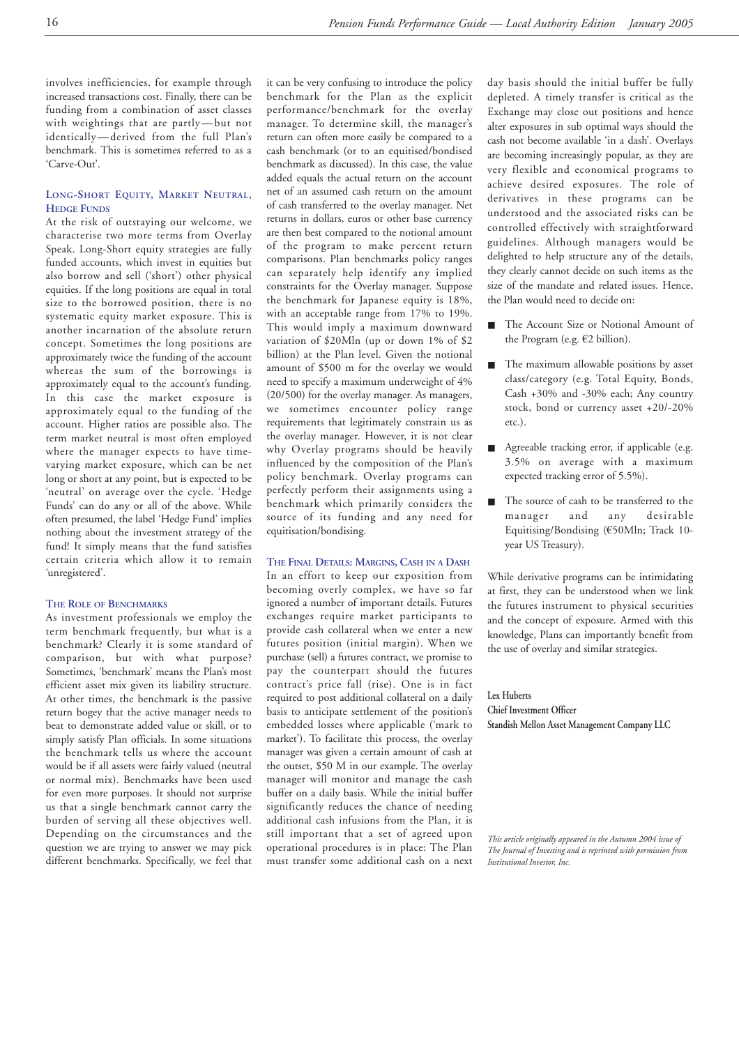involves inefficiencies, for example through increased transactions cost. Finally, there can be funding from a combination of asset classes with weightings that are partly—but not identically—derived from the full Plan's benchmark. This is sometimes referred to as a 'Carve-Out'.

### Long-Short Equity, Market Neutral, Hedge Funds

At the risk of outstaying our welcome, we characterise two more terms from Overlay Speak. Long-Short equity strategies are fully funded accounts, which invest in equities but also borrow and sell ('short') other physical equities. If the long positions are equal in total size to the borrowed position, there is no systematic equity market exposure. This is another incarnation of the absolute return concept. Sometimes the long positions are approximately twice the funding of the account whereas the sum of the borrowings is approximately equal to the account's funding. In this case the market exposure is approximately equal to the funding of the account. Higher ratios are possible also. The term market neutral is most often employed where the manager expects to have time-varying market exposure, which can be net long or short at any point, but is expected to be 'neutral' on average over the cycle. 'Hedge Funds' can do any or all of the above. While often presumed, the label 'Hedge Fund' implies nothing about the investment strategy of the fund! It simply means that the fund satisfies certain criteria which allow it to remain 'unregistered'.

### The Role of Benchmarks

As investment professionals we employ the term benchmark frequently, but what is a benchmark? Clearly it is some standard of comparison, but with what purpose? Sometimes, 'benchmark' means the Plan's most efficient asset mix given its liability structure. At other times, the benchmark is the passive return bogey that the active manager needs to beat to demonstrate added value or skill, or to simply satisfy Plan officials. In some situations the benchmark tells us where the account would be if all assets were fairly valued (neutral or normal mix). Benchmarks have been used for even more purposes. It should not surprise us that a single benchmark cannot carry the burden of serving all these objectives well. Depending on the circumstances and the question we are trying to answer we may pick different benchmarks. Specifically, we feel that it can be very confusing to introduce the policy benchmark for the Plan as the explicit performance/benchmark for the overlay manager. To determine skill, the manager's return can often more easily be compared to a cash benchmark (or to an equitised/bondised benchmark as discussed). In this case, the value added equals the actual return on the account net of an assumed cash return on the amount of cash transferred to the overlay manager. Net returns in dollars, euros or other base currency are then best compared to the notional amount of the program to make percent return comparisons. Plan benchmarks policy ranges can separately help identify any implied constraints for the Overlay manager. Suppose the benchmark for Japanese equity is 18%, with an acceptable range from 17% to 19%. This would imply a maximum downward variation of \$20Mln (up or down 1% of \$2 billion) at the Plan level. Given the notional amount of \$500 m for the overlay we would need to specify a maximum underweight of 4% (20/500) for the overlay manager. As managers, we sometimes encounter policy range requirements that legitimately constrain us as the overlay manager. However, it is not clear why Overlay programs should be heavily influenced by the composition of the Plan's policy benchmark. Overlay programs can perfectly perform their assignments using a benchmark which primarily considers the source of its funding and any need for equitisation/bondising.

### The Final Details: Margins, Cash in a Dash

In an effort to keep our exposition from becoming overly complex, we have so far ignored a number of important details. Futures exchanges require market participants to provide cash collateral when we enter a new futures position (initial margin). When we purchase (sell) a futures contract, we promise to pay the counterpart should the futures contract's price fall (rise). One is in fact required to post additional collateral on a daily basis to anticipate settlement of the position's embedded losses where applicable ('mark to market'). To facilitate this process, the overlay manager was given a certain amount of cash at the outset, \$50 M in our example. The overlay manager will monitor and manage the cash buffer on a daily basis. While the initial buffer significantly reduces the chance of needing additional cash infusions from the Plan, it is still important that a set of agreed upon operational procedures is in place: The Plan must transfer some additional cash on a next day basis should the initial buffer be fully depleted. A timely transfer is critical as the Exchange may close out positions and hence alter exposures in sub optimal ways should the cash not become available 'in a dash'. Overlays are becoming increasingly popular, as they are very flexible and economical programs to achieve desired exposures. The role of derivatives in these programs can be understood and the associated risks can be controlled effectively with straightforward guidelines. Although managers would be delighted to help structure any of the details, they clearly cannot decide on such items as the size of the mandate and related issues. Hence, the Plan would need to decide on:

- The Account Size or Notional Amount of the Program (e.g. €2 billion).
- The maximum allowable positions by asset class/category (e.g. Total Equity, Bonds, Cash +30% and -30% each; Any country stock, bond or currency asset +20/-20% etc.).
- Agreeable tracking error, if applicable (e.g. 3.5% on average with a maximum expected tracking error of 5.5%).
- The source of cash to be transferred to the manager and any desirable Equitising/Bondising (€50Mln; Track 10-year US Treasury).

While derivative programs can be intimidating at first, they can be understood when we link the futures instrument to physical securities and the concept of exposure. Armed with this knowledge, Plans can importantly benefit from the use of overlay and similar strategies.

**Lex Huberts**
**Chief Investment Officer**
**Standish Mellon Asset Management Company LLC**

*This article originally appeared in the Autumn 2004 issue of The Journal of Investing and is reprinted with permission from Institutional Investor, Inc.*